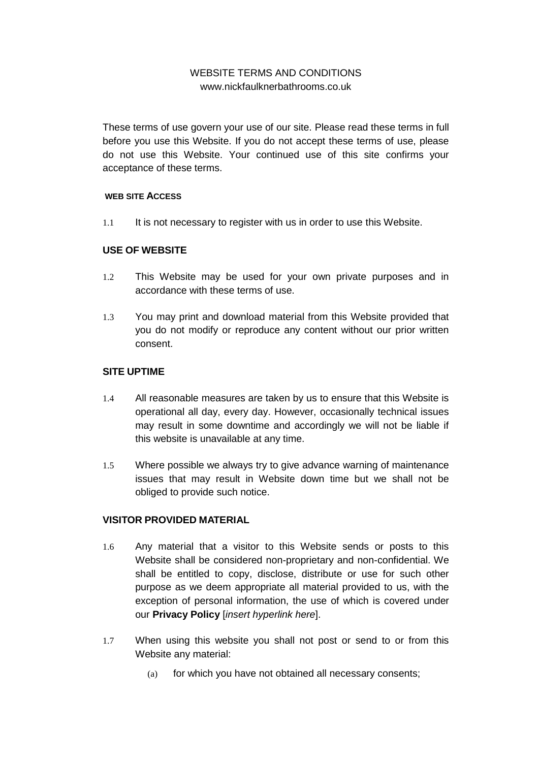# WEBSITE TERMS AND CONDITIONS

www.nickfaulknerbathrooms.co.uk

These terms of use govern your use of our site. Please read these terms in full before you use this Website. If you do not accept these terms of use, please do not use this Website. Your continued use of this site confirms your acceptance of these terms.

### WEB SITE ACCESS

1.1 It is not necessary to register with us in order to use this Website.

### USE OF WEBSITE

1.2 This Website may be used for your own private purposes and in accordance with these terms of use.

1.3 You may print and download material from this Website provided that you do not modify or reproduce any content without our prior written consent.

### SITE UPTIME

1.4 All reasonable measures are taken by us to ensure that this Website is operational all day, every day. However, occasionally technical issues may result in some downtime and accordingly we will not be liable if this website is unavailable at any time.

1.5 Where possible we always try to give advance warning of maintenance issues that may result in Website down time but we shall not be obliged to provide such notice.

### VISITOR PROVIDED MATERIAL

1.6 Any material that a visitor to this Website sends or posts to this Website shall be considered non-proprietary and non-confidential. We shall be entitled to copy, disclose, distribute or use for such other purpose as we deem appropriate all material provided to us, with the exception of personal information, the use of which is covered under our **Privacy Policy** [*insert hyperlink here*].

1.7 When using this website you shall not post or send to or from this Website any material:

(a) for which you have not obtained all necessary consents;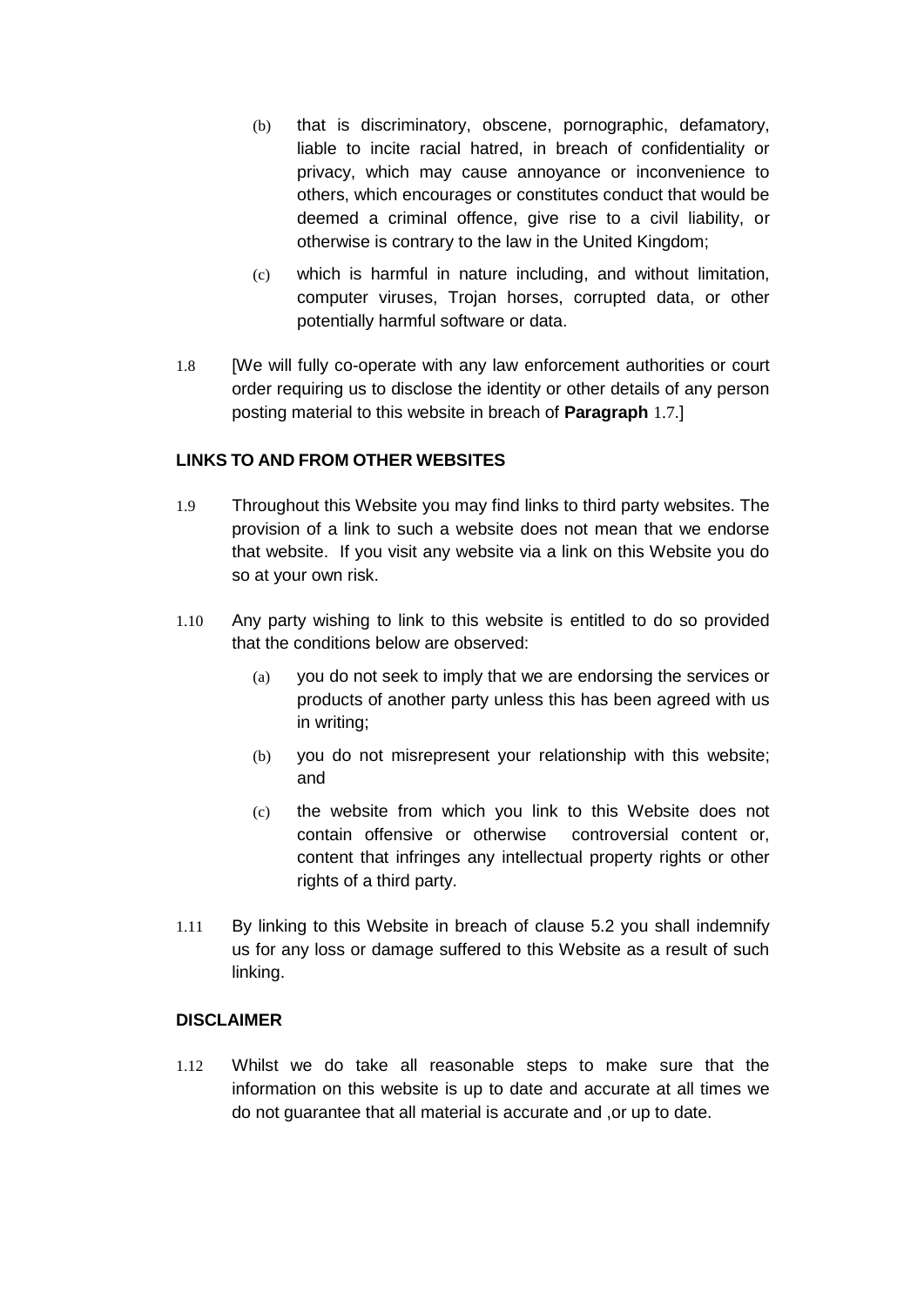(b) that is discriminatory, obscene, pornographic, defamatory, liable to incite racial hatred, in breach of confidentiality or privacy, which may cause annoyance or inconvenience to others, which encourages or constitutes conduct that would be deemed a criminal offence, give rise to a civil liability, or otherwise is contrary to the law in the United Kingdom;

(c) which is harmful in nature including, and without limitation, computer viruses, Trojan horses, corrupted data, or other potentially harmful software or data.

1.8 [We will fully co-operate with any law enforcement authorities or court order requiring us to disclose the identity or other details of any person posting material to this website in breach of **Paragraph** 1.7.]

**LINKS TO AND FROM OTHER WEBSITES**

1.9 Throughout this Website you may find links to third party websites. The provision of a link to such a website does not mean that we endorse that website. If you visit any website via a link on this Website you do so at your own risk.

1.10 Any party wishing to link to this website is entitled to do so provided that the conditions below are observed:

(a) you do not seek to imply that we are endorsing the services or products of another party unless this has been agreed with us in writing;

(b) you do not misrepresent your relationship with this website; and

(c) the website from which you link to this Website does not contain offensive or otherwise controversial content or, content that infringes any intellectual property rights or other rights of a third party.

1.11 By linking to this Website in breach of clause 5.2 you shall indemnify us for any loss or damage suffered to this Website as a result of such linking.

**DISCLAIMER**

1.12 Whilst we do take all reasonable steps to make sure that the information on this website is up to date and accurate at all times we do not guarantee that all material is accurate and ,or up to date.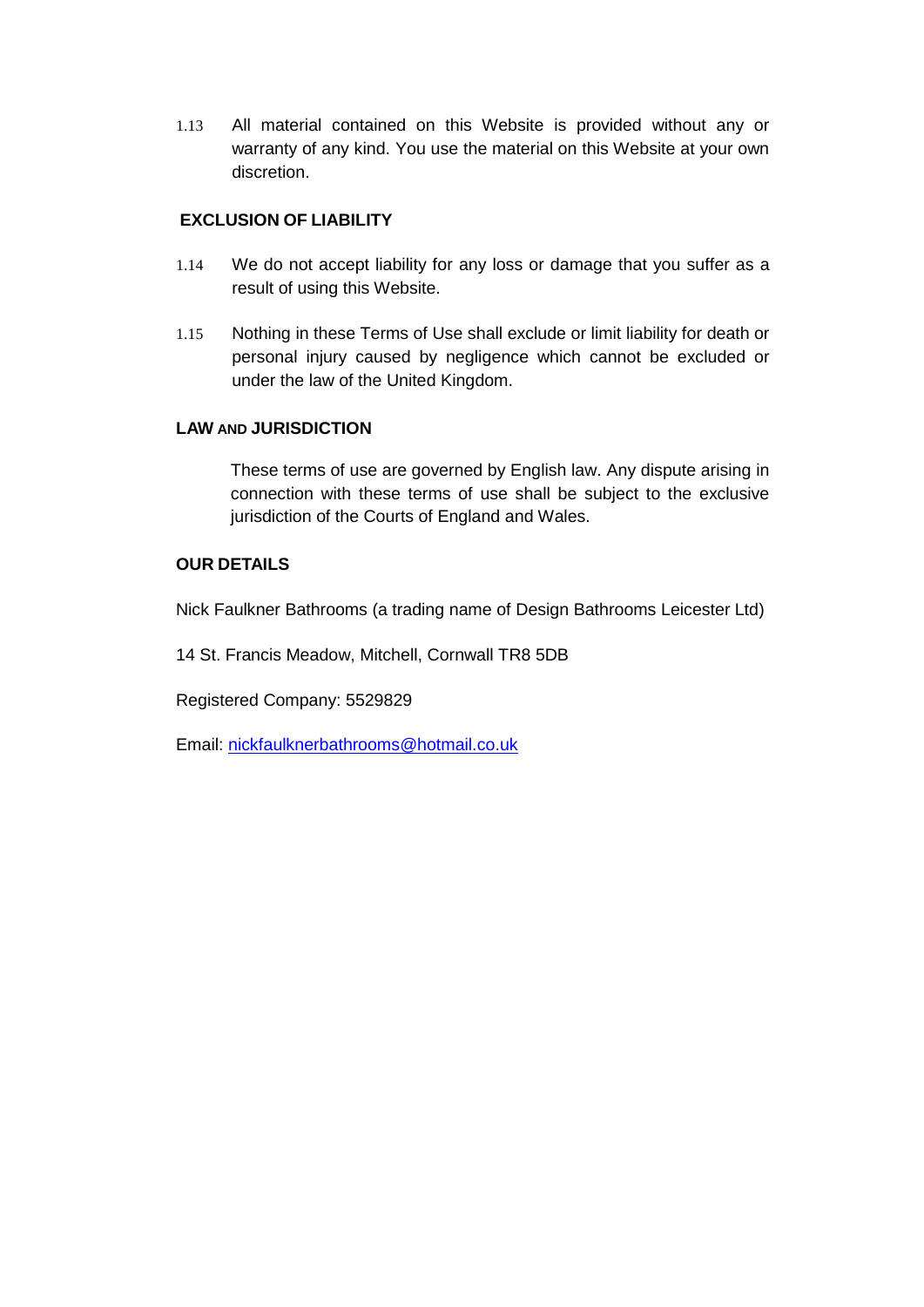1.13 All material contained on this Website is provided without any or warranty of any kind. You use the material on this Website at your own discretion.

## EXCLUSION OF LIABILITY

1.14 We do not accept liability for any loss or damage that you suffer as a result of using this Website.

1.15 Nothing in these Terms of Use shall exclude or limit liability for death or personal injury caused by negligence which cannot be excluded or under the law of the United Kingdom.

## LAW AND JURISDICTION

These terms of use are governed by English law. Any dispute arising in connection with these terms of use shall be subject to the exclusive jurisdiction of the Courts of England and Wales.

## OUR DETAILS

Nick Faulkner Bathrooms (a trading name of Design Bathrooms Leicester Ltd)

14 St. Francis Meadow, Mitchell, Cornwall TR8 5DB

Registered Company: 5529829

Email: nickfaulknerbathrooms@hotmail.co.uk